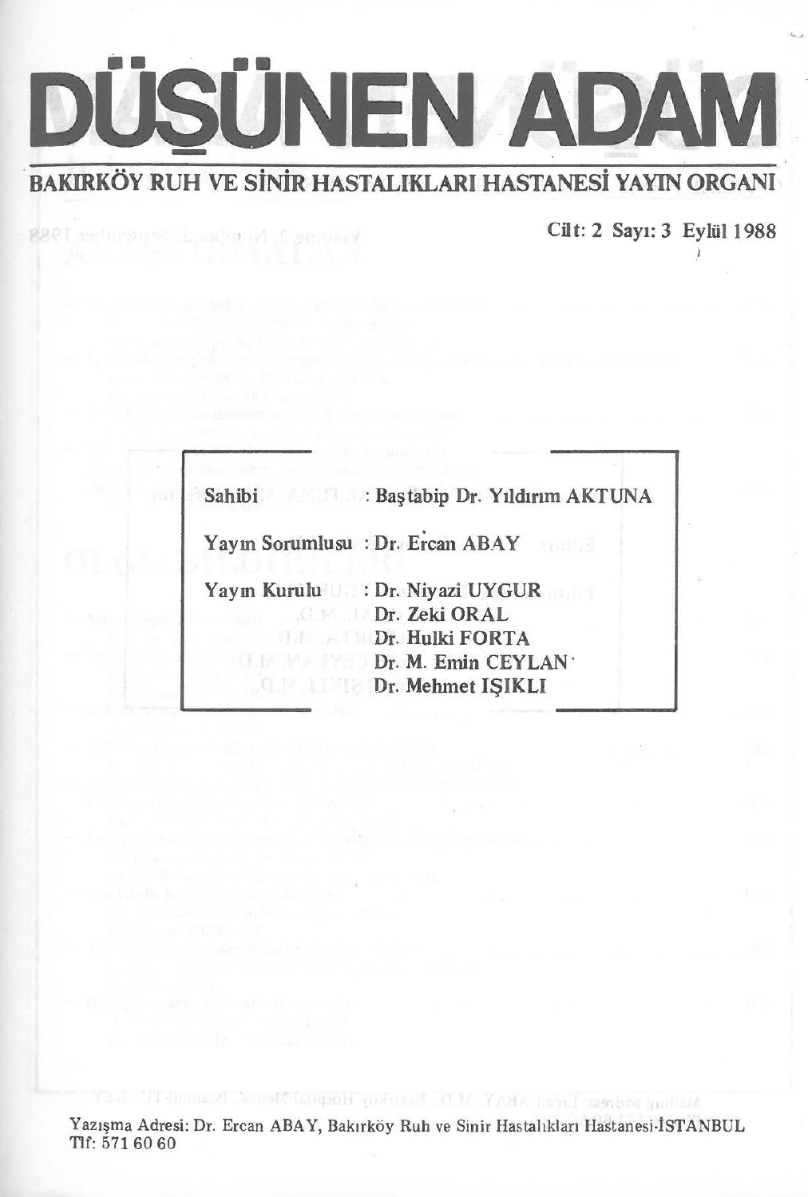# DÜŞÜNEN ADAM

## BAKIRKÖY RUH VE SİNİR HASTALIKLARI HASTANESİ YAYIN ORGANI

Cilt: 2 Sayı: 3 Eylül 1988

| | |
|---|---|
| Sahibi | : Baştabip Dr. Yıldırım AKTUNA |
| Yayın Sorumlusu | : Dr. Ercan ABAY |
| Yayın Kurulu | : Dr. Niyazi UYGUR |
| | Dr. Zeki ORAL |
| | Dr. Hulki FORTA |
| | Dr. M. Emin CEYLAN |
| | Dr. Mehmet IŞIKLI |

Yazışma Adresi: Dr. Ercan ABAY, Bakırköy Ruh ve Sinir Hastalıkları Hastanesi-İSTANBUL
Tlf: 571 60 60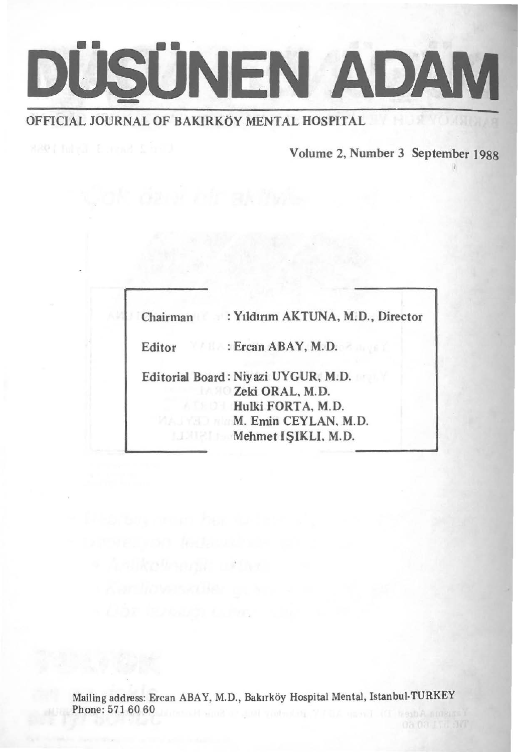# DÜŞÜNEN ADAM

OFFICIAL JOURNAL OF BAKIRKÖY MENTAL HOSPITAL

Volume 2, Number 3 September 1988

Chairman : Yıldırım AKTUNA, M.D., Director

Editor : Ercan ABAY, M.D.

Editorial Board : Niyazi UYGUR, M.D.
Zeki ORAL, M.D.
Hulki FORTA, M.D.
M. Emin CEYLAN, M.D.
Mehmet IŞIKLI, M.D.

Mailing address: Ercan ABAY, M.D., Bakırköy Hospital Mental, Istanbul-TURKEY
Phone: 571 60 60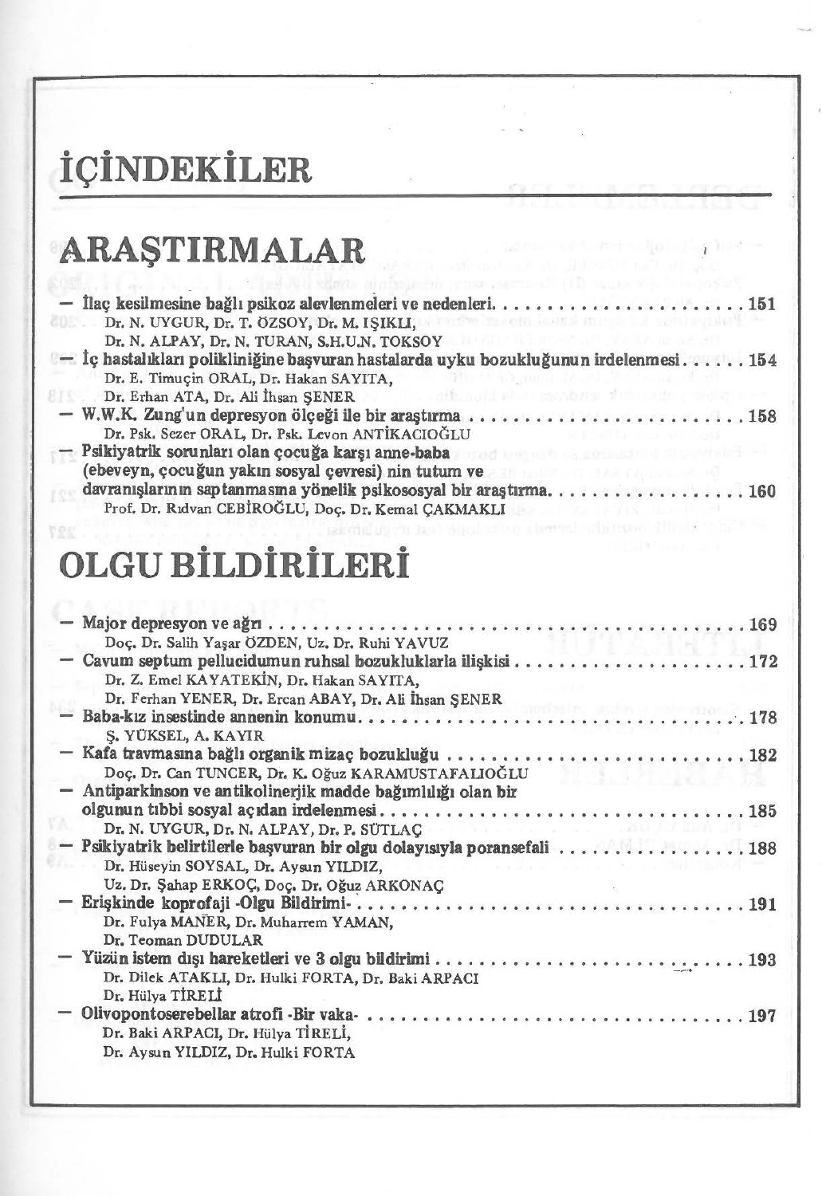# İÇİNDEKİLER

## ARAŞTIRMALAR

- **İlaç kesilmesine bağlı psikoz alevlenmeleri ve nedenleri** ....................... 151
  Dr. N. UYGUR, Dr. T. ÖZSOY, Dr. M. IŞIKLI,
  Dr. N. ALPAY, Dr. N. TURAN, S.H.U.N. TOKSOY
- **İç hastalıkları polikliniğine başvuran hastalarda uyku bozukluğunun irdelenmesi** ....... 154
  Dr. E. Timuçin ORAL, Dr. Hakan SAYITA,
  Dr. Erhan ATA, Dr. Ali İhsan ŞENER
- **W.W.K. Zung'un depresyon ölçeği ile bir araştırma** ....................... 158
  Dr. Psk. Sezer ORAL, Dr. Psk. Levon ANTİKACIOĞLU
- **Psikiyatrik sorunları olan çocuğa karşı anne-baba (ebeveyn, çocuğun yakın sosyal çevresi) nin tutum ve davranışlarının saptanmasına yönelik psikososyal bir araştırma** ....................... 160
  Prof. Dr. Rıdvan CEBİROĞLU, Doç. Dr. Kemal ÇAKMAKLI

## OLGU BİLDİRİLERİ

- **Major depresyon ve ağrı** ....................... 169
  Doç. Dr. Salih Yaşar ÖZDEN, Uz. Dr. Ruhi YAVUZ
- **Cavum septum pellucidumun ruhsal bozukluklarla ilişkisi** ....................... 172
  Dr. Z. Emel KAYATEKİN, Dr. Hakan SAYITA,
  Dr. Ferhan YENER, Dr. Ercan ABAY, Dr. Ali İhsan ŞENER
- **Baba-kız insestinde annenin konumu** ....................... 178
  Ş. YÜKSEL, A. KAYIR
- **Kafa travmasına bağlı organik mizaç bozukluğu** ....................... 182
  Doç. Dr. Can TUNCER, Dr. K. Oğuz KARAMUSTAFALIOĞLU
- **Antiparkinson ve antikolinerjik madde bağımlılığı olan bir olgunun tıbbi sosyal açıdan irdelenmesi** ....................... 185
  Dr. N. UYGUR, Dr. N. ALPAY, Dr. P. SÜTLAÇ
- **Psikiyatrik belirtilerle başvuran bir olgu dolayısıyla poransefali** ....................... 188
  Dr. Hüseyin SOYSAL, Dr. Aysun YILDIZ,
  Uz. Dr. Şahap ERKOÇ, Doç. Dr. Oğuz ARKONAÇ
- **Erişkinde koprofaji -Olgu Bildirimi-** ....................... 191
  Dr. Fulya MANER, Dr. Muharrem YAMAN,
  Dr. Teoman DUDULAR
- **Yüzün istem dışı hareketleri ve 3 olgu bildirimi** ....................... 193
  Dr. Dilek ATAKLI, Dr. Hulki FORTA, Dr. Baki ARPACI
  Dr. Hülya TİRELİ
- **Olivopontoserebellar atrofi -Bir vaka-** ....................... 197
  Dr. Baki ARPACI, Dr. Hülya TİRELİ,
  Dr. Aysun YILDIZ, Dr. Hulki FORTA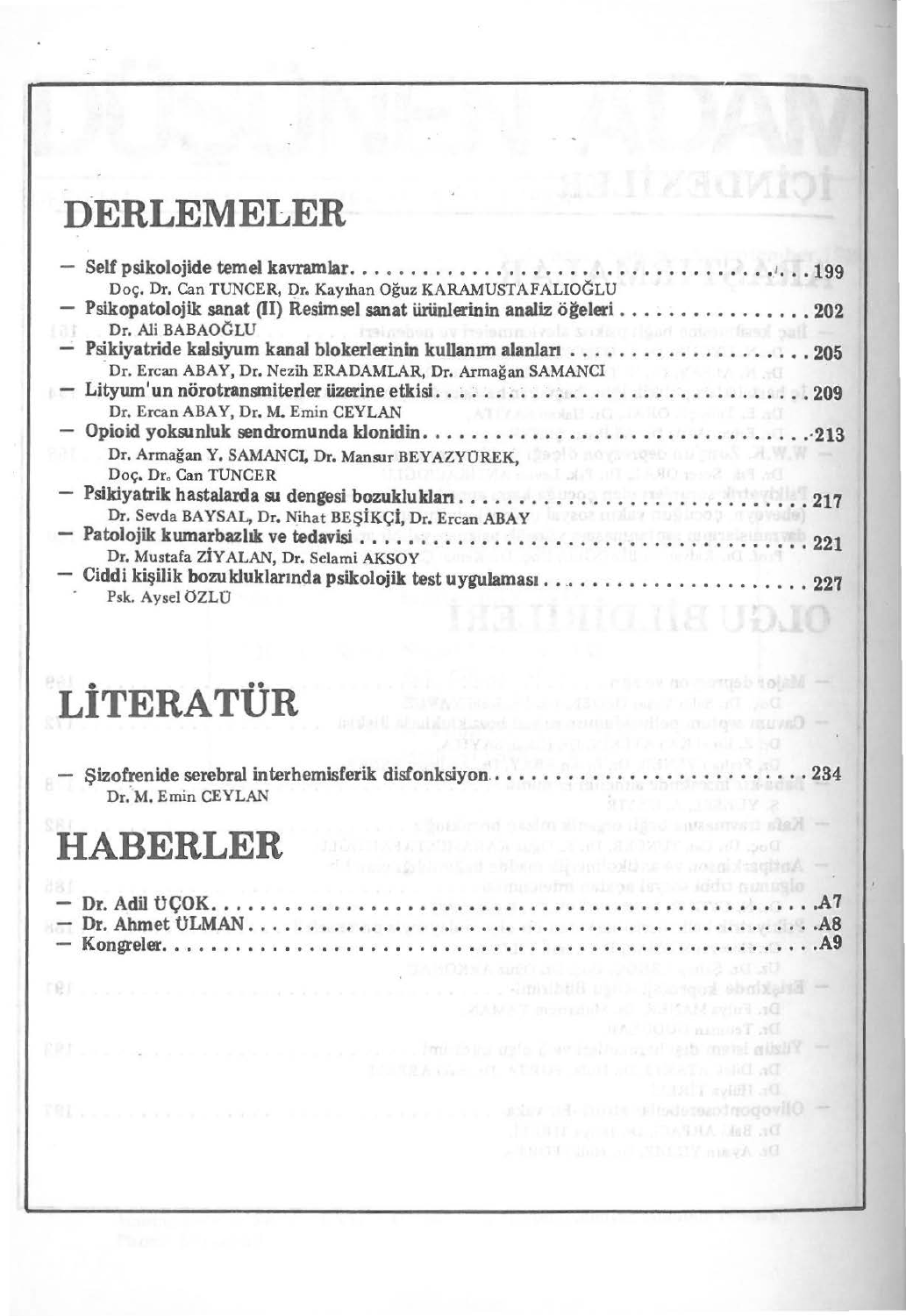# DERLEMELER

- **Self psikolojide temel kavramlar** ........ 199
  Doç. Dr. Can TUNCER, Dr. Kayıhan Oğuz KARAMUSTAFALIOĞLU
- **Psikopatolojik sanat (II) Resimsel sanat ürünlerinin analiz öğeleri** ........ 202
  Dr. Ali BABAOĞLU
- **Psikiyatride kalsiyum kanal blokerlerinin kullanım alanları** ........ 205
  Dr. Ercan ABAY, Dr. Nezih ERADAMLAR, Dr. Armağan SAMANCI
- **Lityum'un nörotransmiterler üzerine etkisi** ........ 209
  Dr. Ercan ABAY, Dr. M. Emin CEYLAN
- **Opioid yoksunluk sendromunda klonidin** ........ 213
  Dr. Armağan Y. SAMANCI, Dr. Mansur BEYAZYÜREK, Doç. Dr. Can TUNCER
- **Psikiyatrik hastalarda su dengesi bozuklukları** ........ 217
  Dr. Sevda BAYSAL, Dr. Nihat BEŞİKÇİ, Dr. Ercan ABAY
- **Patolojik kumarbazlık ve tedavisi** ........ 221
  Dr. Mustafa ZİYALAN, Dr. Selami AKSOY
- **Ciddi kişilik bozukluklarında psikolojik test uygulaması** ........ 227
  Psk. Aysel ÖZLÜ

# LİTERATÜR

- **Şizofrenide serebral interhemisferik disfonksiyon** ........ 234
  Dr. M. Emin CEYLAN

# HABERLER

- **Dr. Adil ÜÇOK** ........ A7
- **Dr. Ahmet ÜLMAN** ........ A8
- **Kongreler** ........ A9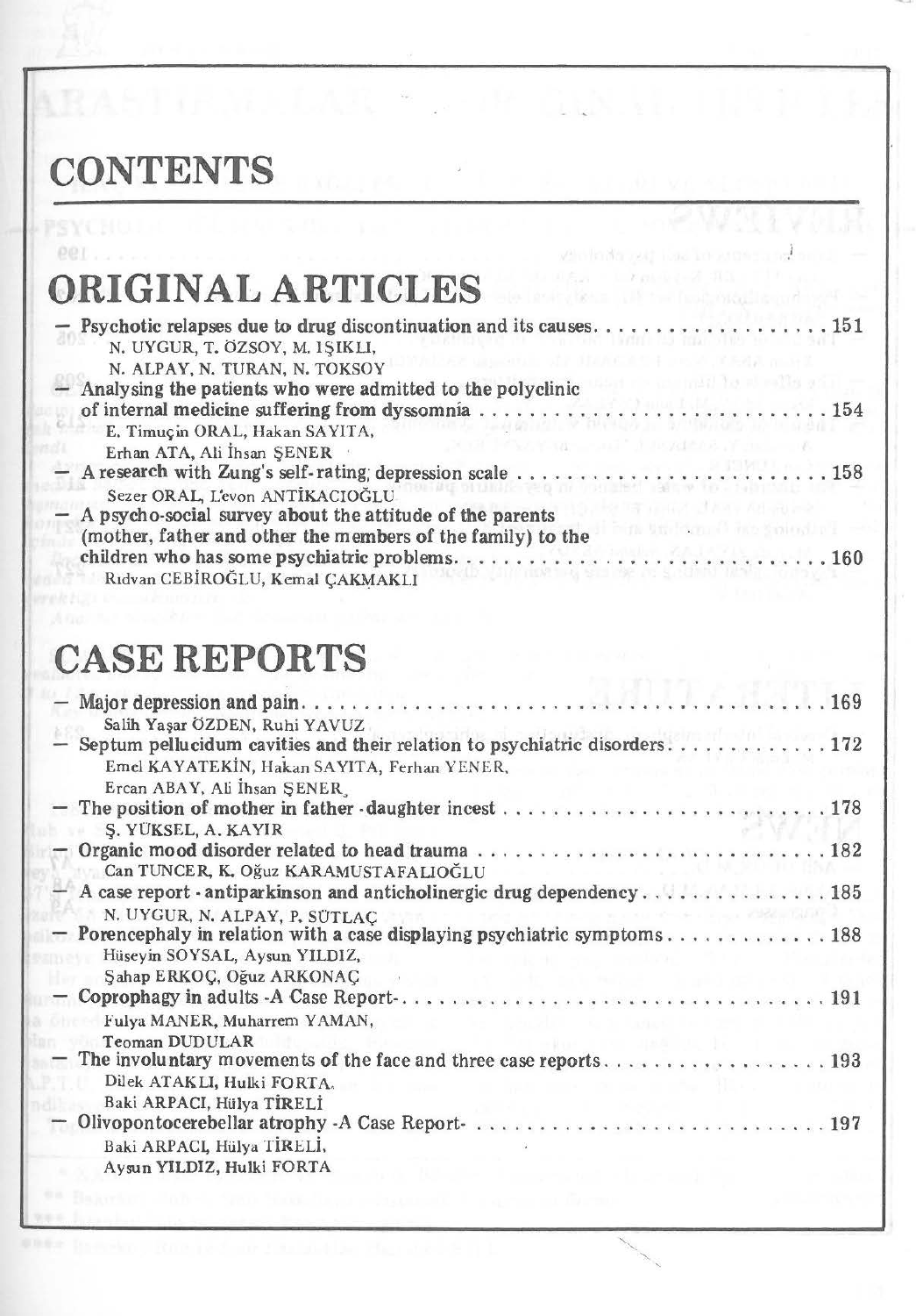# CONTENTS

## ORIGINAL ARTICLES

- Psychotic relapses due to drug discontinuation and its causes . . . . . . . . . . . . . . . . . . . 151
  N. UYGUR, T. ÖZSOY, M. IŞIKLI,
  N. ALPAY, N. TURAN, N. TOKSOY
- Analysing the patients who were admitted to the polyclinic of internal medicine suffering from dyssomnia . . . . . . . . . . . . . . . . . . . . . . . . 154
  E. Timuçin ORAL, Hakan SAYITA,
  Erhan ATA, Ali İhsan ŞENER
- A research with Zung's self-rating depression scale . . . . . . . . . . . . . . . . . . . . . . . . 158
  Sezer ORAL, Levon ANTİKACIOĞLU
- A psycho-social survey about the attitude of the parents (mother, father and other the members of the family) to the children who has some psychiatric problems. . . . . . . . . . . . . . . . . . . . . . . . 160
  Rıdvan CEBİROĞLU, Kemal ÇAKMAKLI

## CASE REPORTS

- Major depression and pain. . . . . . . . . . . . . . . . . . . . . . . . . . . . . . . . 169
  Salih Yaşar ÖZDEN, Ruhi YAVUZ
- Septum pellucidum cavities and their relation to psychiatric disorders. . . . . . . . . . . . . 172
  Emel KAYATEKİN, Hakan SAYITA, Ferhan YENER,
  Ercan ABAY, Ali İhsan ŞENER
- The position of mother in father - daughter incest . . . . . . . . . . . . . . . . . . . . . . 178
  Ş. YÜKSEL, A. KAYIR
- Organic mood disorder related to head trauma . . . . . . . . . . . . . . . . . . . . . . . 182
  Can TUNCER, K. Oğuz KARAMUSTAFALIOĞLU
- A case report - antiparkinson and anticholinergic drug dependency. . . . . . . . . . . . . . 185
  N. UYGUR, N. ALPAY, P. SÜTLAÇ
- Porencephaly in relation with a case displaying psychiatric symptoms. . . . . . . . . . . . . 188
  Hüseyin SOYSAL, Aysun YILDIZ,
  Şahap ERKOÇ, Oğuz ARKONAÇ
- Coprophagy in adults -A Case Report- . . . . . . . . . . . . . . . . . . . . . . . . . . . 191
  Fulya MANER, Muharrem YAMAN,
  Teoman DUDULAR
- The involuntary movements of the face and three case reports. . . . . . . . . . . . . . . . . 193
  Dilek ATAKLI, Hulki FORTA,
  Baki ARPACI, Hülya TİRELİ
- Olivopontocerebellar atrophy -A Case Report- . . . . . . . . . . . . . . . . . . . . . . . 197
  Baki ARPACI, Hülya TİRELİ,
  Aysun YILDIZ, Hulki FORTA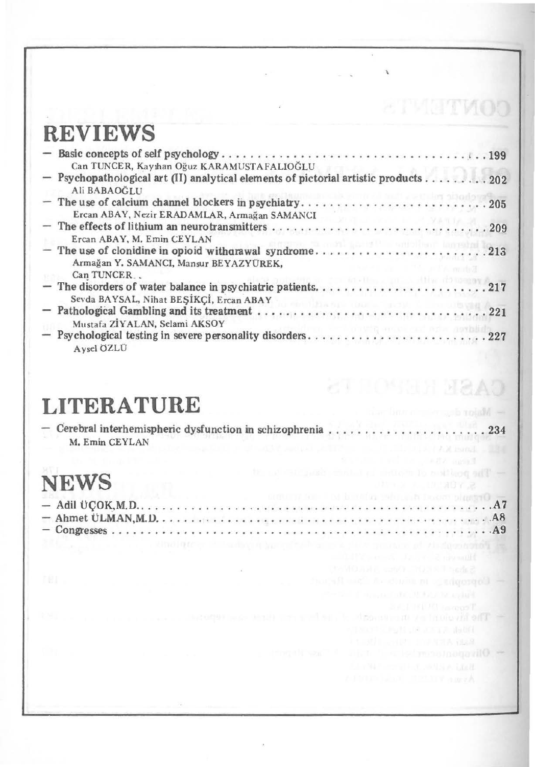# REVIEWS

- Basic concepts of self psychology . . . 199
  Can TUNCER, Kayıhan Oğuz KARAMUSTAFALIOĞLU
- Psychopathological art (II) analytical elements of pictorial artistic products . . . 202
  Ali BABAOĞLU
- The use of calcium channel blockers in psychiatry . . . 205
  Ercan ABAY, Nezir ERADAMLAR, Armağan SAMANCI
- The effects of lithium an neurotransmitters . . . 209
  Ercan ABAY, M. Emin CEYLAN
- The use of clonidine in opioid withdrawal syndrome . . . 213
  Armağan Y. SAMANCI, Mansur BEYAZYÜREK, Can TUNCER
- The disorders of water balance in psychiatric patients . . . 217
  Sevda BAYSAL, Nihat BEŞİKÇİ, Ercan ABAY
- Pathological Gambling and its treatment . . . 221
  Mustafa ZİYALAN, Selami AKSOY
- Psychological testing in severe personality disorders . . . 227
  Aysel ÖZLÜ

# LITERATURE

- Cerebral interhemispheric dysfunction in schizophrenia . . . 234
  M. Emin CEYLAN

# NEWS

- Adil ÜÇOK, M.D. . . . A7
- Ahmet ÜLMAN, M.D. . . . A8
- Congresses . . . A9